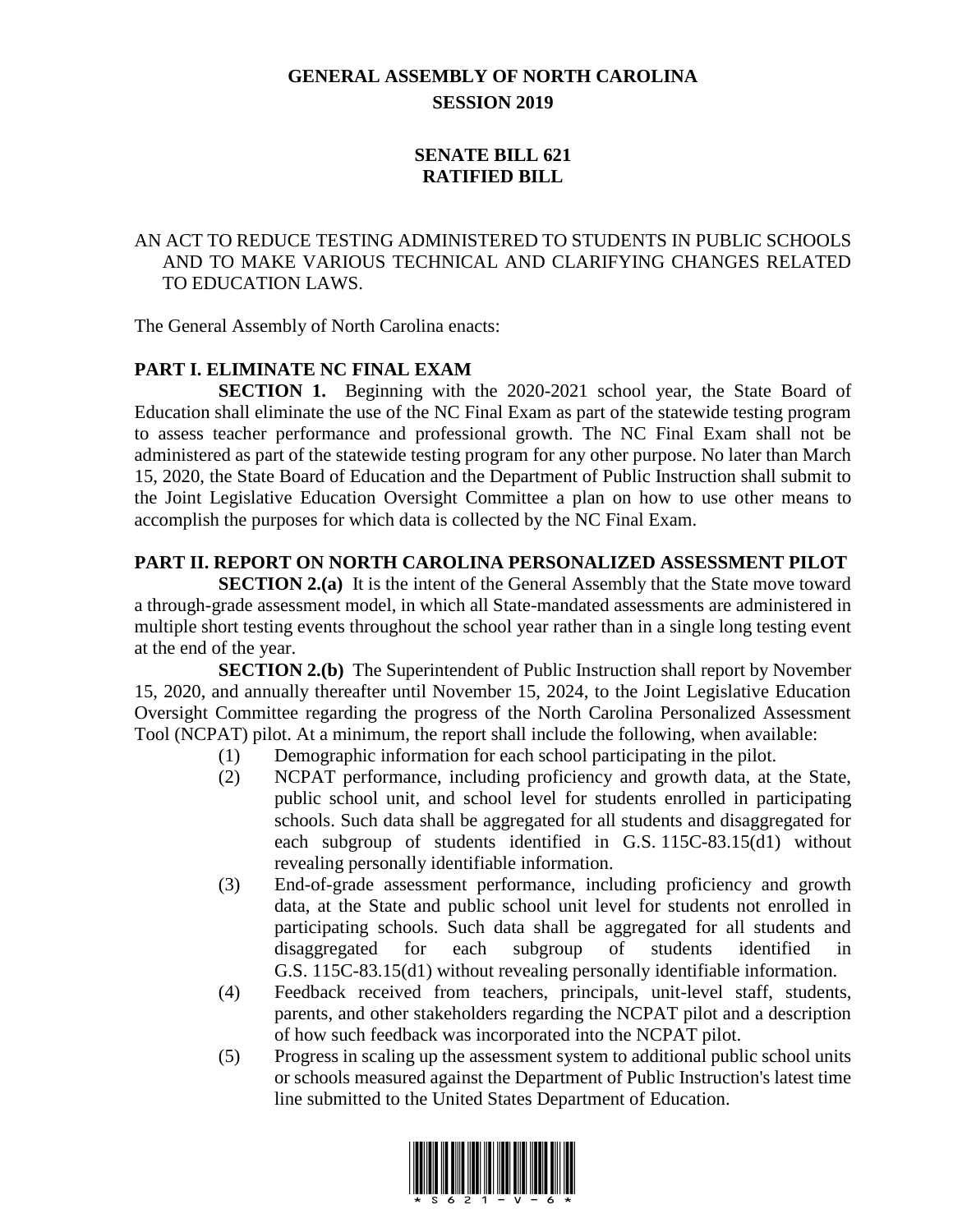# GENERAL ASSEMBLY OF NORTH CAROLINA
## SESSION 2019

## SENATE BILL 621
## RATIFIED BILL

AN ACT TO REDUCE TESTING ADMINISTERED TO STUDENTS IN PUBLIC SCHOOLS AND TO MAKE VARIOUS TECHNICAL AND CLARIFYING CHANGES RELATED TO EDUCATION LAWS.

The General Assembly of North Carolina enacts:

### PART I. ELIMINATE NC FINAL EXAM

**SECTION 1.** Beginning with the 2020-2021 school year, the State Board of Education shall eliminate the use of the NC Final Exam as part of the statewide testing program to assess teacher performance and professional growth. The NC Final Exam shall not be administered as part of the statewide testing program for any other purpose. No later than March 15, 2020, the State Board of Education and the Department of Public Instruction shall submit to the Joint Legislative Education Oversight Committee a plan on how to use other means to accomplish the purposes for which data is collected by the NC Final Exam.

### PART II. REPORT ON NORTH CAROLINA PERSONALIZED ASSESSMENT PILOT

**SECTION 2.(a)** It is the intent of the General Assembly that the State move toward a through-grade assessment model, in which all State-mandated assessments are administered in multiple short testing events throughout the school year rather than in a single long testing event at the end of the year.

**SECTION 2.(b)** The Superintendent of Public Instruction shall report by November 15, 2020, and annually thereafter until November 15, 2024, to the Joint Legislative Education Oversight Committee regarding the progress of the North Carolina Personalized Assessment Tool (NCPAT) pilot. At a minimum, the report shall include the following, when available:

(1) Demographic information for each school participating in the pilot.

(2) NCPAT performance, including proficiency and growth data, at the State, public school unit, and school level for students enrolled in participating schools. Such data shall be aggregated for all students and disaggregated for each subgroup of students identified in G.S. 115C-83.15(d1) without revealing personally identifiable information.

(3) End-of-grade assessment performance, including proficiency and growth data, at the State and public school unit level for students not enrolled in participating schools. Such data shall be aggregated for all students and disaggregated for each subgroup of students identified in G.S. 115C-83.15(d1) without revealing personally identifiable information.

(4) Feedback received from teachers, principals, unit-level staff, students, parents, and other stakeholders regarding the NCPAT pilot and a description of how such feedback was incorporated into the NCPAT pilot.

(5) Progress in scaling up the assessment system to additional public school units or schools measured against the Department of Public Instruction's latest time line submitted to the United States Department of Education.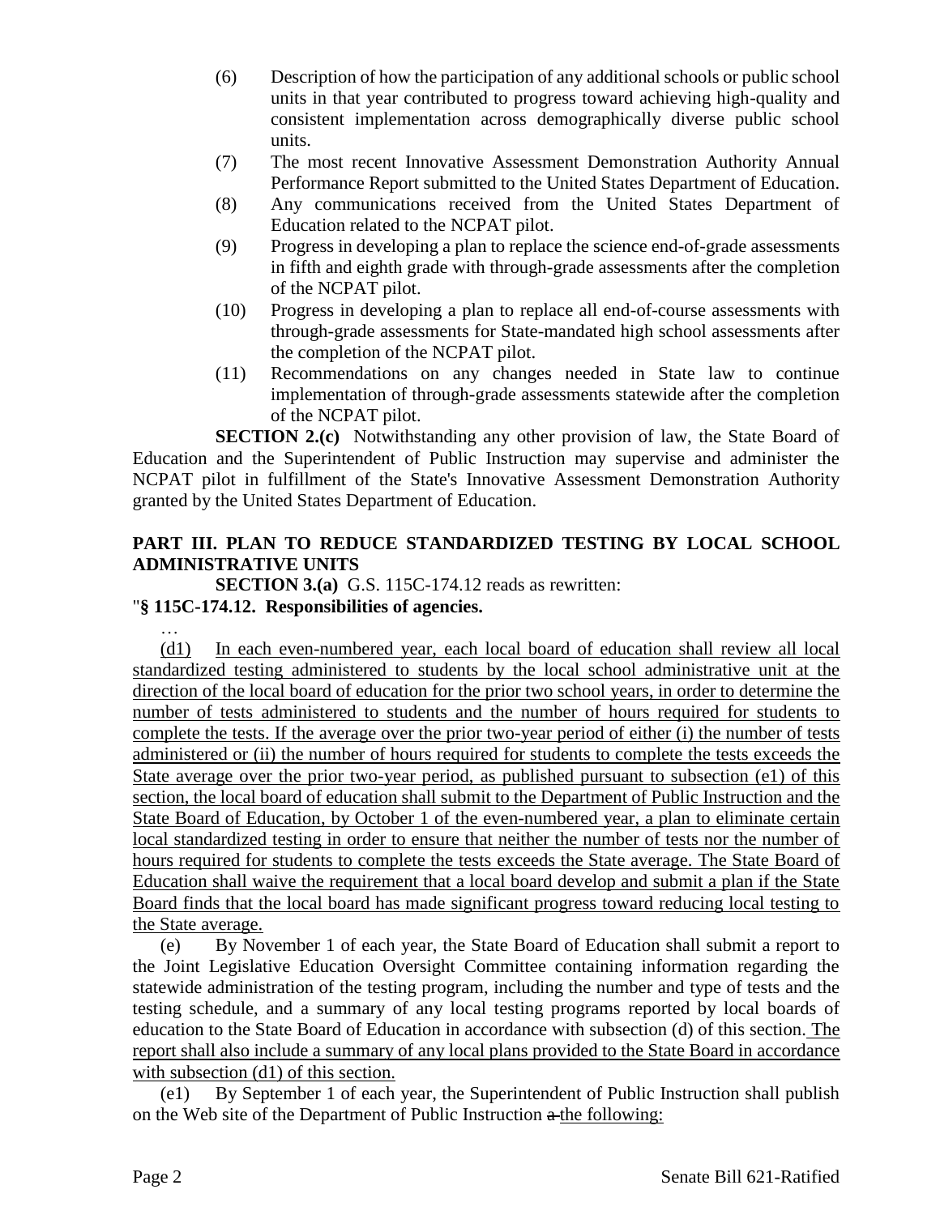(6) Description of how the participation of any additional schools or public school units in that year contributed to progress toward achieving high-quality and consistent implementation across demographically diverse public school units.

(7) The most recent Innovative Assessment Demonstration Authority Annual Performance Report submitted to the United States Department of Education.

(8) Any communications received from the United States Department of Education related to the NCPAT pilot.

(9) Progress in developing a plan to replace the science end-of-grade assessments in fifth and eighth grade with through-grade assessments after the completion of the NCPAT pilot.

(10) Progress in developing a plan to replace all end-of-course assessments with through-grade assessments for State-mandated high school assessments after the completion of the NCPAT pilot.

(11) Recommendations on any changes needed in State law to continue implementation of through-grade assessments statewide after the completion of the NCPAT pilot.

**SECTION 2.(c)** Notwithstanding any other provision of law, the State Board of Education and the Superintendent of Public Instruction may supervise and administer the NCPAT pilot in fulfillment of the State's Innovative Assessment Demonstration Authority granted by the United States Department of Education.

**PART III. PLAN TO REDUCE STANDARDIZED TESTING BY LOCAL SCHOOL ADMINISTRATIVE UNITS**

**SECTION 3.(a)** G.S. 115C-174.12 reads as rewritten:

"**§ 115C-174.12. Responsibilities of agencies.**

…

(d1) In each even-numbered year, each local board of education shall review all local standardized testing administered to students by the local school administrative unit at the direction of the local board of education for the prior two school years, in order to determine the number of tests administered to students and the number of hours required for students to complete the tests. If the average over the prior two-year period of either (i) the number of tests administered or (ii) the number of hours required for students to complete the tests exceeds the State average over the prior two-year period, as published pursuant to subsection (e1) of this section, the local board of education shall submit to the Department of Public Instruction and the State Board of Education, by October 1 of the even-numbered year, a plan to eliminate certain local standardized testing in order to ensure that neither the number of tests nor the number of hours required for students to complete the tests exceeds the State average. The State Board of Education shall waive the requirement that a local board develop and submit a plan if the State Board finds that the local board has made significant progress toward reducing local testing to the State average.

(e) By November 1 of each year, the State Board of Education shall submit a report to the Joint Legislative Education Oversight Committee containing information regarding the statewide administration of the testing program, including the number and type of tests and the testing schedule, and a summary of any local testing programs reported by local boards of education to the State Board of Education in accordance with subsection (d) of this section. The report shall also include a summary of any local plans provided to the State Board in accordance with subsection (d1) of this section.

(e1) By September 1 of each year, the Superintendent of Public Instruction shall publish on the Web site of the Department of Public Instruction ~~a~~ the following: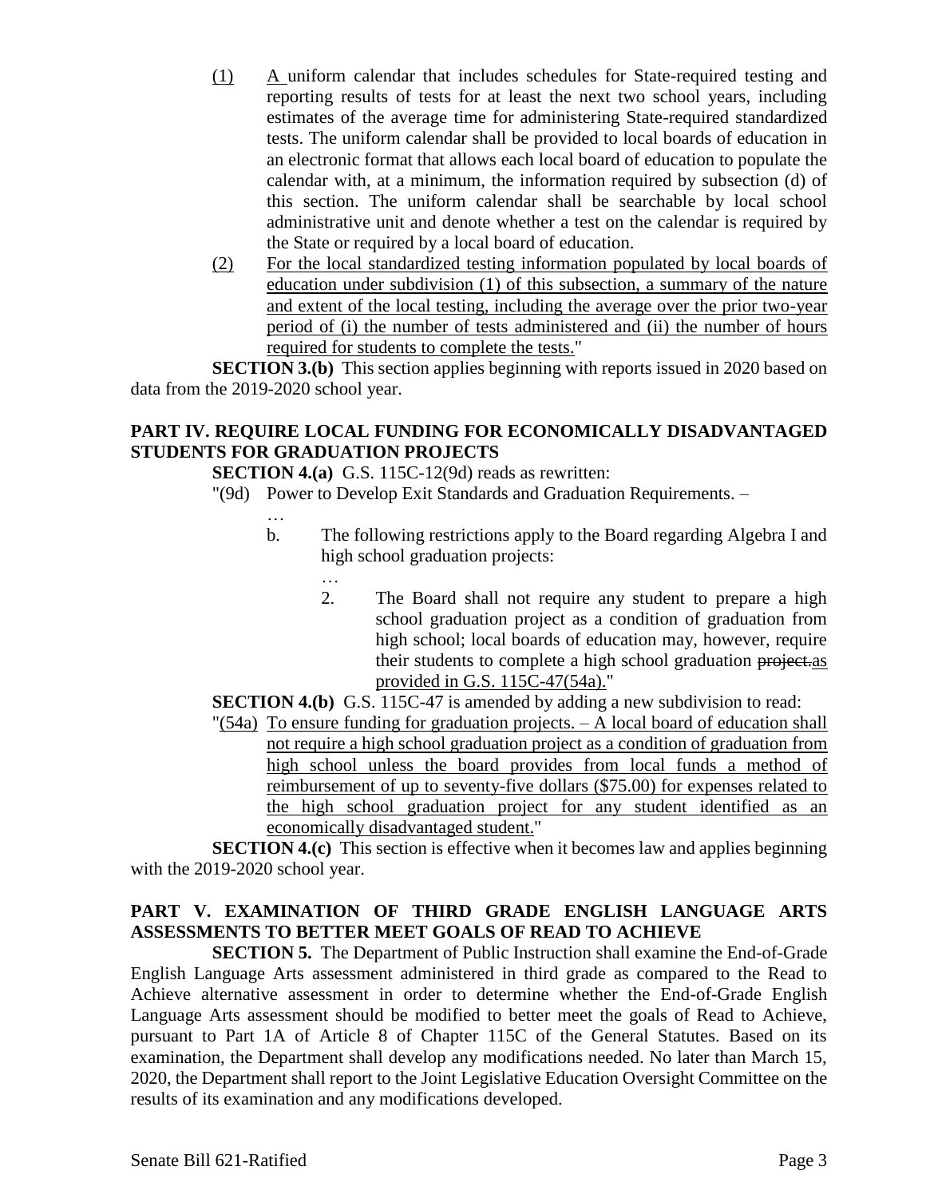(1) A uniform calendar that includes schedules for State-required testing and reporting results of tests for at least the next two school years, including estimates of the average time for administering State-required standardized tests. The uniform calendar shall be provided to local boards of education in an electronic format that allows each local board of education to populate the calendar with, at a minimum, the information required by subsection (d) of this section. The uniform calendar shall be searchable by local school administrative unit and denote whether a test on the calendar is required by the State or required by a local board of education.

(2) For the local standardized testing information populated by local boards of education under subdivision (1) of this subsection, a summary of the nature and extent of the local testing, including the average over the prior two-year period of (i) the number of tests administered and (ii) the number of hours required for students to complete the tests."

**SECTION 3.(b)** This section applies beginning with reports issued in 2020 based on data from the 2019-2020 school year.

## PART IV. REQUIRE LOCAL FUNDING FOR ECONOMICALLY DISADVANTAGED STUDENTS FOR GRADUATION PROJECTS

**SECTION 4.(a)** G.S. 115C-12(9d) reads as rewritten:

"(9d) Power to Develop Exit Standards and Graduation Requirements. –

…

b. The following restrictions apply to the Board regarding Algebra I and high school graduation projects:

…

2. The Board shall not require any student to prepare a high school graduation project as a condition of graduation from high school; local boards of education may, however, require their students to complete a high school graduation ~~project.~~as provided in G.S. 115C-47(54a)."

**SECTION 4.(b)** G.S. 115C-47 is amended by adding a new subdivision to read:

"(54a) To ensure funding for graduation projects. – A local board of education shall not require a high school graduation project as a condition of graduation from high school unless the board provides from local funds a method of reimbursement of up to seventy-five dollars ($75.00) for expenses related to the high school graduation project for any student identified as an economically disadvantaged student."

**SECTION 4.(c)** This section is effective when it becomes law and applies beginning with the 2019-2020 school year.

## PART V. EXAMINATION OF THIRD GRADE ENGLISH LANGUAGE ARTS ASSESSMENTS TO BETTER MEET GOALS OF READ TO ACHIEVE

**SECTION 5.** The Department of Public Instruction shall examine the End-of-Grade English Language Arts assessment administered in third grade as compared to the Read to Achieve alternative assessment in order to determine whether the End-of-Grade English Language Arts assessment should be modified to better meet the goals of Read to Achieve, pursuant to Part 1A of Article 8 of Chapter 115C of the General Statutes. Based on its examination, the Department shall develop any modifications needed. No later than March 15, 2020, the Department shall report to the Joint Legislative Education Oversight Committee on the results of its examination and any modifications developed.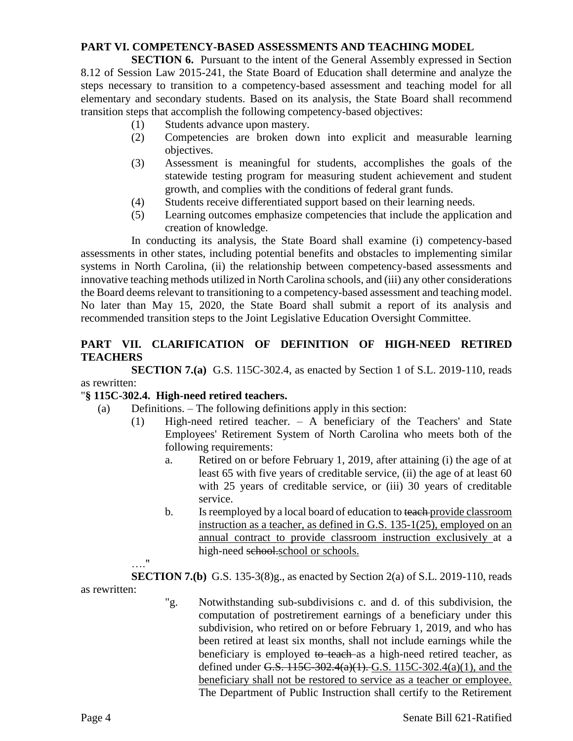**PART VI. COMPETENCY-BASED ASSESSMENTS AND TEACHING MODEL**

**SECTION 6.** Pursuant to the intent of the General Assembly expressed in Section 8.12 of Session Law 2015-241, the State Board of Education shall determine and analyze the steps necessary to transition to a competency-based assessment and teaching model for all elementary and secondary students. Based on its analysis, the State Board shall recommend transition steps that accomplish the following competency-based objectives:

- (1) Students advance upon mastery.
- (2) Competencies are broken down into explicit and measurable learning objectives.
- (3) Assessment is meaningful for students, accomplishes the goals of the statewide testing program for measuring student achievement and student growth, and complies with the conditions of federal grant funds.
- (4) Students receive differentiated support based on their learning needs.
- (5) Learning outcomes emphasize competencies that include the application and creation of knowledge.

In conducting its analysis, the State Board shall examine (i) competency-based assessments in other states, including potential benefits and obstacles to implementing similar systems in North Carolina, (ii) the relationship between competency-based assessments and innovative teaching methods utilized in North Carolina schools, and (iii) any other considerations the Board deems relevant to transitioning to a competency-based assessment and teaching model. No later than May 15, 2020, the State Board shall submit a report of its analysis and recommended transition steps to the Joint Legislative Education Oversight Committee.

**PART VII. CLARIFICATION OF DEFINITION OF HIGH-NEED RETIRED TEACHERS**

**SECTION 7.(a)** G.S. 115C-302.4, as enacted by Section 1 of S.L. 2019-110, reads as rewritten:

"**§ 115C-302.4. High-need retired teachers.**

(a) Definitions. – The following definitions apply in this section:

- (1) High-need retired teacher. – A beneficiary of the Teachers' and State Employees' Retirement System of North Carolina who meets both of the following requirements:
  - a. Retired on or before February 1, 2019, after attaining (i) the age of at least 65 with five years of creditable service, (ii) the age of at least 60 with 25 years of creditable service, or (iii) 30 years of creditable service.
  - b. Is reemployed by a local board of education to ~~teach~~ <u>provide classroom instruction as a teacher, as defined in G.S. 135-1(25), employed on an annual contract to provide classroom instruction exclusively</u> at a high-need ~~school.~~ <u>school or schools.</u>

…."

**SECTION 7.(b)** G.S. 135-3(8)g., as enacted by Section 2(a) of S.L. 2019-110, reads as rewritten:

"g. Notwithstanding sub-subdivisions c. and d. of this subdivision, the computation of postretirement earnings of a beneficiary under this subdivision, who retired on or before February 1, 2019, and who has been retired at least six months, shall not include earnings while the beneficiary is employed ~~to teach~~ as a high-need retired teacher, as defined under ~~G.S. 115C-302.4(a)(1).~~ <u>G.S. 115C-302.4(a)(1), and the beneficiary shall not be restored to service as a teacher or employee.</u> The Department of Public Instruction shall certify to the Retirement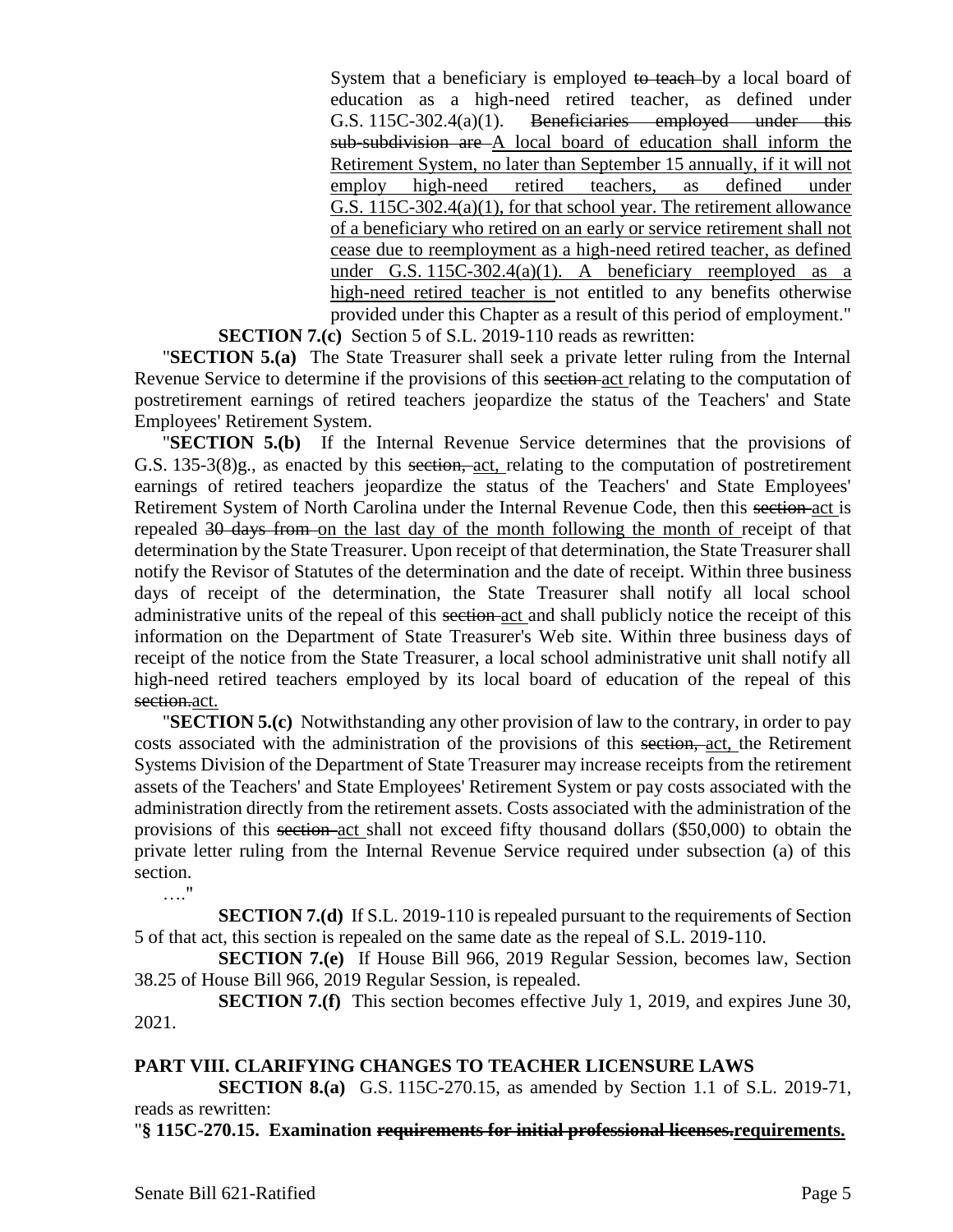System that a beneficiary is employed ~~to teach~~ by a local board of education as a high-need retired teacher, as defined under G.S. 115C-302.4(a)(1). ~~Beneficiaries employed under this sub-subdivision are~~ <u>A local board of education shall inform the Retirement System, no later than September 15 annually, if it will not employ high-need retired teachers, as defined under G.S. 115C-302.4(a)(1), for that school year. The retirement allowance of a beneficiary who retired on an early or service retirement shall not cease due to reemployment as a high-need retired teacher, as defined under G.S. 115C-302.4(a)(1). A beneficiary reemployed as a high-need retired teacher is</u> not entitled to any benefits otherwise provided under this Chapter as a result of this period of employment."

**SECTION 7.(c)** Section 5 of S.L. 2019-110 reads as rewritten:

"**SECTION 5.(a)** The State Treasurer shall seek a private letter ruling from the Internal Revenue Service to determine if the provisions of this ~~section~~ <u>act</u> relating to the computation of postretirement earnings of retired teachers jeopardize the status of the Teachers' and State Employees' Retirement System.

"**SECTION 5.(b)** If the Internal Revenue Service determines that the provisions of G.S. 135-3(8)g., as enacted by this ~~section,~~ <u>act,</u> relating to the computation of postretirement earnings of retired teachers jeopardize the status of the Teachers' and State Employees' Retirement System of North Carolina under the Internal Revenue Code, then this ~~section~~ <u>act</u> is repealed ~~30 days from~~ <u>on the last day of the month following the month of</u> receipt of that determination by the State Treasurer. Upon receipt of that determination, the State Treasurer shall notify the Revisor of Statutes of the determination and the date of receipt. Within three business days of receipt of the determination, the State Treasurer shall notify all local school administrative units of the repeal of this ~~section~~ <u>act</u> and shall publicly notice the receipt of this information on the Department of State Treasurer's Web site. Within three business days of receipt of the notice from the State Treasurer, a local school administrative unit shall notify all high-need retired teachers employed by its local board of education of the repeal of this ~~section.~~<u>act.</u>

"**SECTION 5.(c)** Notwithstanding any other provision of law to the contrary, in order to pay costs associated with the administration of the provisions of this ~~section,~~ <u>act,</u> the Retirement Systems Division of the Department of State Treasurer may increase receipts from the retirement assets of the Teachers' and State Employees' Retirement System or pay costs associated with the administration directly from the retirement assets. Costs associated with the administration of the provisions of this ~~section~~ <u>act</u> shall not exceed fifty thousand dollars ($50,000) to obtain the private letter ruling from the Internal Revenue Service required under subsection (a) of this section.

…."

**SECTION 7.(d)** If S.L. 2019-110 is repealed pursuant to the requirements of Section 5 of that act, this section is repealed on the same date as the repeal of S.L. 2019-110.

**SECTION 7.(e)** If House Bill 966, 2019 Regular Session, becomes law, Section 38.25 of House Bill 966, 2019 Regular Session, is repealed.

**SECTION 7.(f)** This section becomes effective July 1, 2019, and expires June 30, 2021.

## PART VIII. CLARIFYING CHANGES TO TEACHER LICENSURE LAWS

**SECTION 8.(a)** G.S. 115C-270.15, as amended by Section 1.1 of S.L. 2019-71, reads as rewritten:

"**§ 115C-270.15. Examination ~~requirements for initial professional licenses.~~<u>requirements.</u>**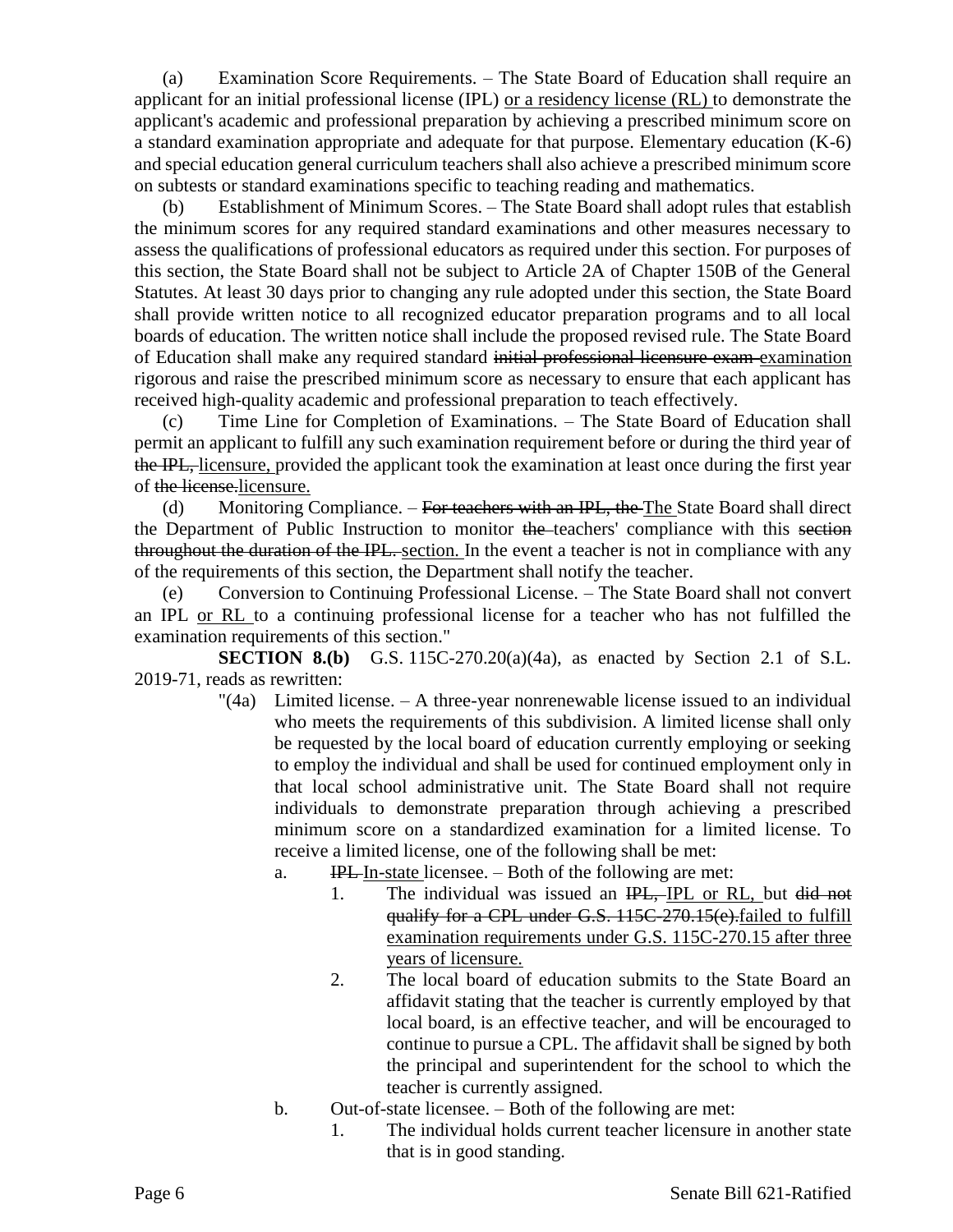(a) Examination Score Requirements. – The State Board of Education shall require an applicant for an initial professional license (IPL) <u>or a residency license (RL)</u> to demonstrate the applicant's academic and professional preparation by achieving a prescribed minimum score on a standard examination appropriate and adequate for that purpose. Elementary education (K-6) and special education general curriculum teachers shall also achieve a prescribed minimum score on subtests or standard examinations specific to teaching reading and mathematics.

(b) Establishment of Minimum Scores. – The State Board shall adopt rules that establish the minimum scores for any required standard examinations and other measures necessary to assess the qualifications of professional educators as required under this section. For purposes of this section, the State Board shall not be subject to Article 2A of Chapter 150B of the General Statutes. At least 30 days prior to changing any rule adopted under this section, the State Board shall provide written notice to all recognized educator preparation programs and to all local boards of education. The written notice shall include the proposed revised rule. The State Board of Education shall make any required standard ~~initial professional licensure exam~~ <u>examination</u> rigorous and raise the prescribed minimum score as necessary to ensure that each applicant has received high-quality academic and professional preparation to teach effectively.

(c) Time Line for Completion of Examinations. – The State Board of Education shall permit an applicant to fulfill any such examination requirement before or during the third year of ~~the IPL,~~ <u>licensure,</u> provided the applicant took the examination at least once during the first year of ~~the license.~~<u>licensure.</u>

(d) Monitoring Compliance. – ~~For teachers with an IPL, the~~ <u>The</u> State Board shall direct the Department of Public Instruction to monitor ~~the~~ teachers' compliance with this ~~section throughout the duration of the IPL.~~ <u>section.</u> In the event a teacher is not in compliance with any of the requirements of this section, the Department shall notify the teacher.

(e) Conversion to Continuing Professional License. – The State Board shall not convert an IPL <u>or RL</u> to a continuing professional license for a teacher who has not fulfilled the examination requirements of this section."

**SECTION 8.(b)** G.S. 115C-270.20(a)(4a), as enacted by Section 2.1 of S.L. 2019-71, reads as rewritten:

"(4a) Limited license. – A three-year nonrenewable license issued to an individual who meets the requirements of this subdivision. A limited license shall only be requested by the local board of education currently employing or seeking to employ the individual and shall be used for continued employment only in that local school administrative unit. The State Board shall not require individuals to demonstrate preparation through achieving a prescribed minimum score on a standardized examination for a limited license. To receive a limited license, one of the following shall be met:

a. ~~IPL~~ <u>In-state</u> licensee. – Both of the following are met:

1. The individual was issued an ~~IPL,~~ <u>IPL or RL,</u> but ~~did not qualify for a CPL under G.S. 115C-270.15(e).~~<u>failed to fulfill examination requirements under G.S. 115C-270.15 after three years of licensure.</u>

2. The local board of education submits to the State Board an affidavit stating that the teacher is currently employed by that local board, is an effective teacher, and will be encouraged to continue to pursue a CPL. The affidavit shall be signed by both the principal and superintendent for the school to which the teacher is currently assigned.

b. Out-of-state licensee. – Both of the following are met:

1. The individual holds current teacher licensure in another state that is in good standing.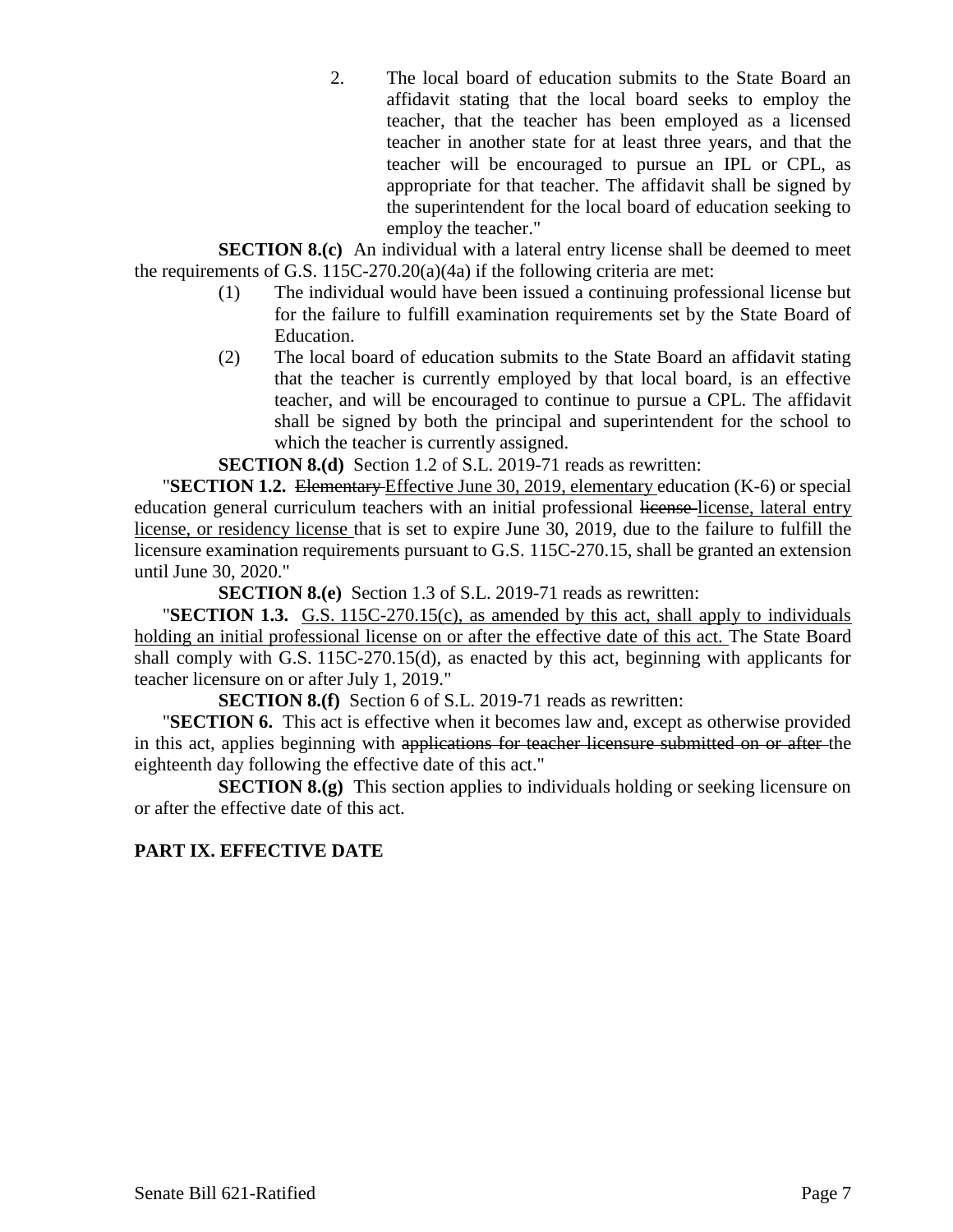2. The local board of education submits to the State Board an affidavit stating that the local board seeks to employ the teacher, that the teacher has been employed as a licensed teacher in another state for at least three years, and that the teacher will be encouraged to pursue an IPL or CPL, as appropriate for that teacher. The affidavit shall be signed by the superintendent for the local board of education seeking to employ the teacher."

**SECTION 8.(c)** An individual with a lateral entry license shall be deemed to meet the requirements of G.S. 115C-270.20(a)(4a) if the following criteria are met:

(1) The individual would have been issued a continuing professional license but for the failure to fulfill examination requirements set by the State Board of Education.

(2) The local board of education submits to the State Board an affidavit stating that the teacher is currently employed by that local board, is an effective teacher, and will be encouraged to continue to pursue a CPL. The affidavit shall be signed by both the principal and superintendent for the school to which the teacher is currently assigned.

**SECTION 8.(d)** Section 1.2 of S.L. 2019-71 reads as rewritten:

"**SECTION 1.2.** ~~Elementary~~ <u>Effective June 30, 2019, elementary</u> education (K-6) or special education general curriculum teachers with an initial professional ~~license~~ <u>license, lateral entry license, or residency license</u> that is set to expire June 30, 2019, due to the failure to fulfill the licensure examination requirements pursuant to G.S. 115C-270.15, shall be granted an extension until June 30, 2020."

**SECTION 8.(e)** Section 1.3 of S.L. 2019-71 reads as rewritten:

"**SECTION 1.3.** <u>G.S. 115C-270.15(c), as amended by this act, shall apply to individuals holding an initial professional license on or after the effective date of this act.</u> The State Board shall comply with G.S. 115C-270.15(d), as enacted by this act, beginning with applicants for teacher licensure on or after July 1, 2019."

**SECTION 8.(f)** Section 6 of S.L. 2019-71 reads as rewritten:

"**SECTION 6.** This act is effective when it becomes law and, except as otherwise provided in this act, applies beginning with ~~applications for teacher licensure submitted on or after~~ the eighteenth day following the effective date of this act."

**SECTION 8.(g)** This section applies to individuals holding or seeking licensure on or after the effective date of this act.

**PART IX. EFFECTIVE DATE**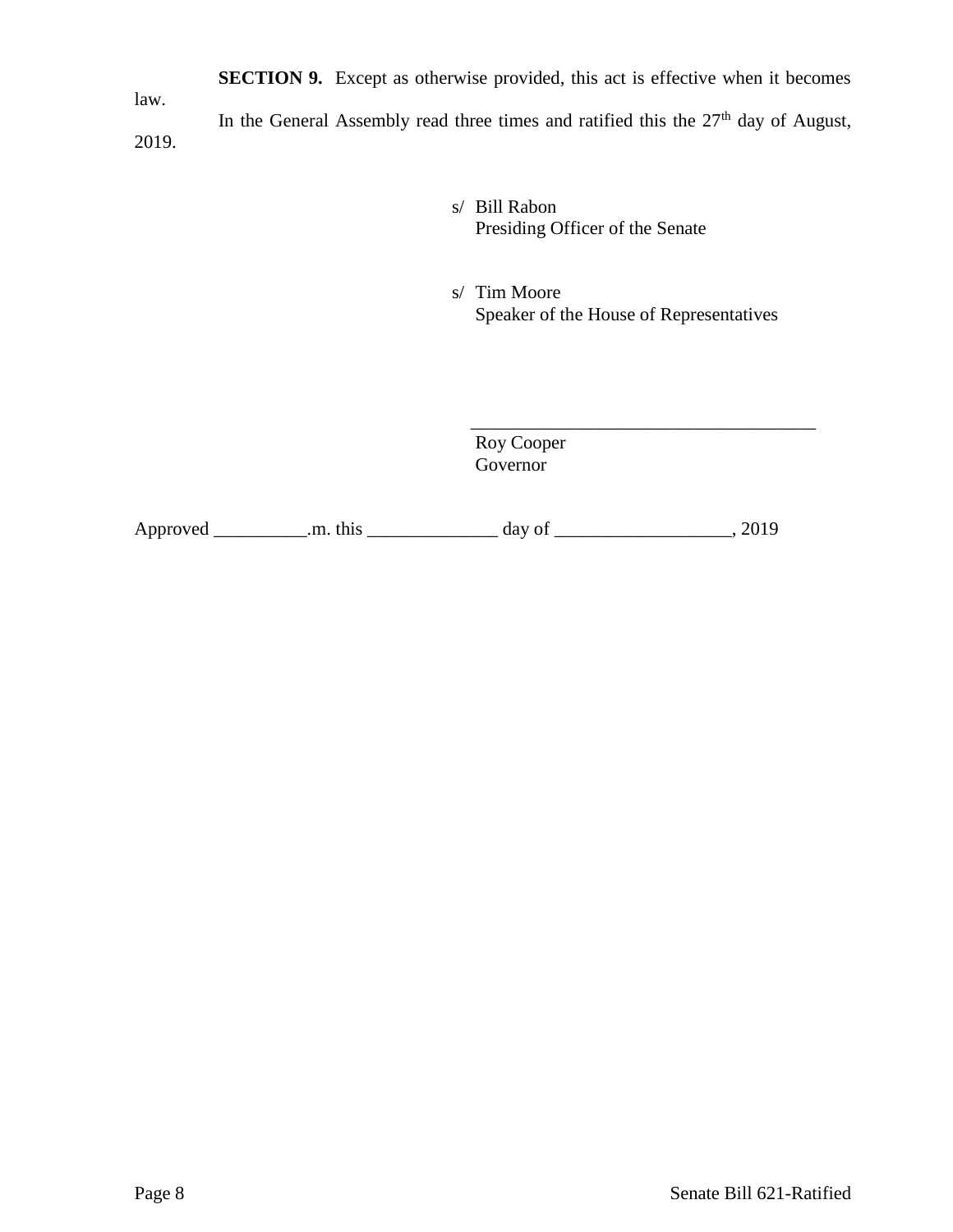**SECTION 9.** Except as otherwise provided, this act is effective when it becomes law.

In the General Assembly read three times and ratified this the 27th day of August, 2019.

s/ Bill Rabon
Presiding Officer of the Senate

s/ Tim Moore
Speaker of the House of Representatives

_____________________________________
Roy Cooper
Governor

Approved __________.m. this ______________ day of ___________________, 2019